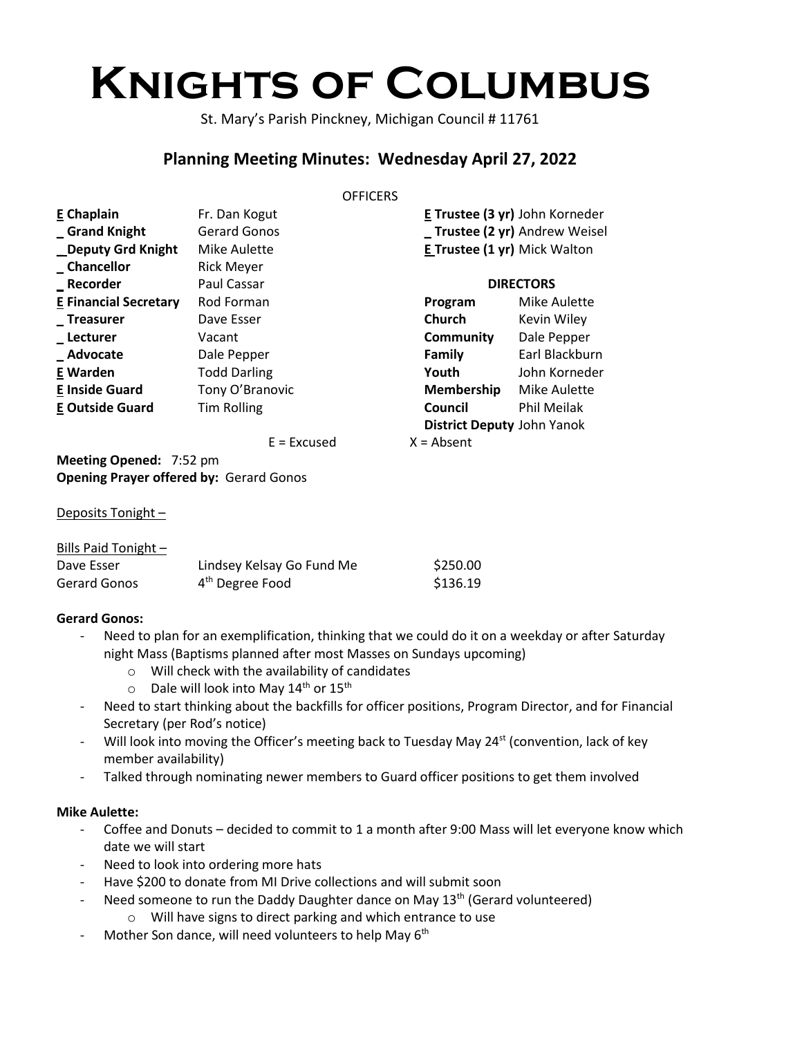# Knights of Columbus

St. Mary's Parish Pinckney, Michigan Council # 11761

## Planning Meeting Minutes: Wednesday April 27, 2022

OFFICERS

| | | | |
|---|---|---|---|
| **E Chaplain** | Fr. Dan Kogut | **E Trustee (3 yr)** | John Korneder |
| **_ Grand Knight** | Gerard Gonos | **_ Trustee (2 yr)** | Andrew Weisel |
| **_Deputy Grd Knight** | Mike Aulette | **E Trustee (1 yr)** | Mick Walton |
| **_ Chancellor** | Rick Meyer | | |
| **_ Recorder** | Paul Cassar | **DIRECTORS** | |
| **E Financial Secretary** | Rod Forman | **Program** | Mike Aulette |
| **_ Treasurer** | Dave Esser | **Church** | Kevin Wiley |
| **_ Lecturer** | Vacant | **Community** | Dale Pepper |
| **_ Advocate** | Dale Pepper | **Family** | Earl Blackburn |
| **E Warden** | Todd Darling | **Youth** | John Korneder |
| **E Inside Guard** | Tony O'Branovic | **Membership** | Mike Aulette |
| **E Outside Guard** | Tim Rolling | **Council** | Phil Meilak |
| | | **District Deputy** | John Yanok |

E = Excused X = Absent

**Meeting Opened:** 7:52 pm
**Opening Prayer offered by:** Gerard Gonos

Deposits Tonight –

Bills Paid Tonight –

| | | |
|---|---|---|
| Dave Esser | Lindsey Kelsay Go Fund Me | $250.00 |
| Gerard Gonos | 4th Degree Food | $136.19 |

**Gerard Gonos:**

- Need to plan for an exemplification, thinking that we could do it on a weekday or after Saturday night Mass (Baptisms planned after most Masses on Sundays upcoming)
  - Will check with the availability of candidates
  - Dale will look into May 14th or 15th
- Need to start thinking about the backfills for officer positions, Program Director, and for Financial Secretary (per Rod's notice)
- Will look into moving the Officer's meeting back to Tuesday May 24st (convention, lack of key member availability)
- Talked through nominating newer members to Guard officer positions to get them involved

**Mike Aulette:**

- Coffee and Donuts – decided to commit to 1 a month after 9:00 Mass will let everyone know which date we will start
- Need to look into ordering more hats
- Have $200 to donate from MI Drive collections and will submit soon
- Need someone to run the Daddy Daughter dance on May 13th (Gerard volunteered)
  - Will have signs to direct parking and which entrance to use
- Mother Son dance, will need volunteers to help May 6th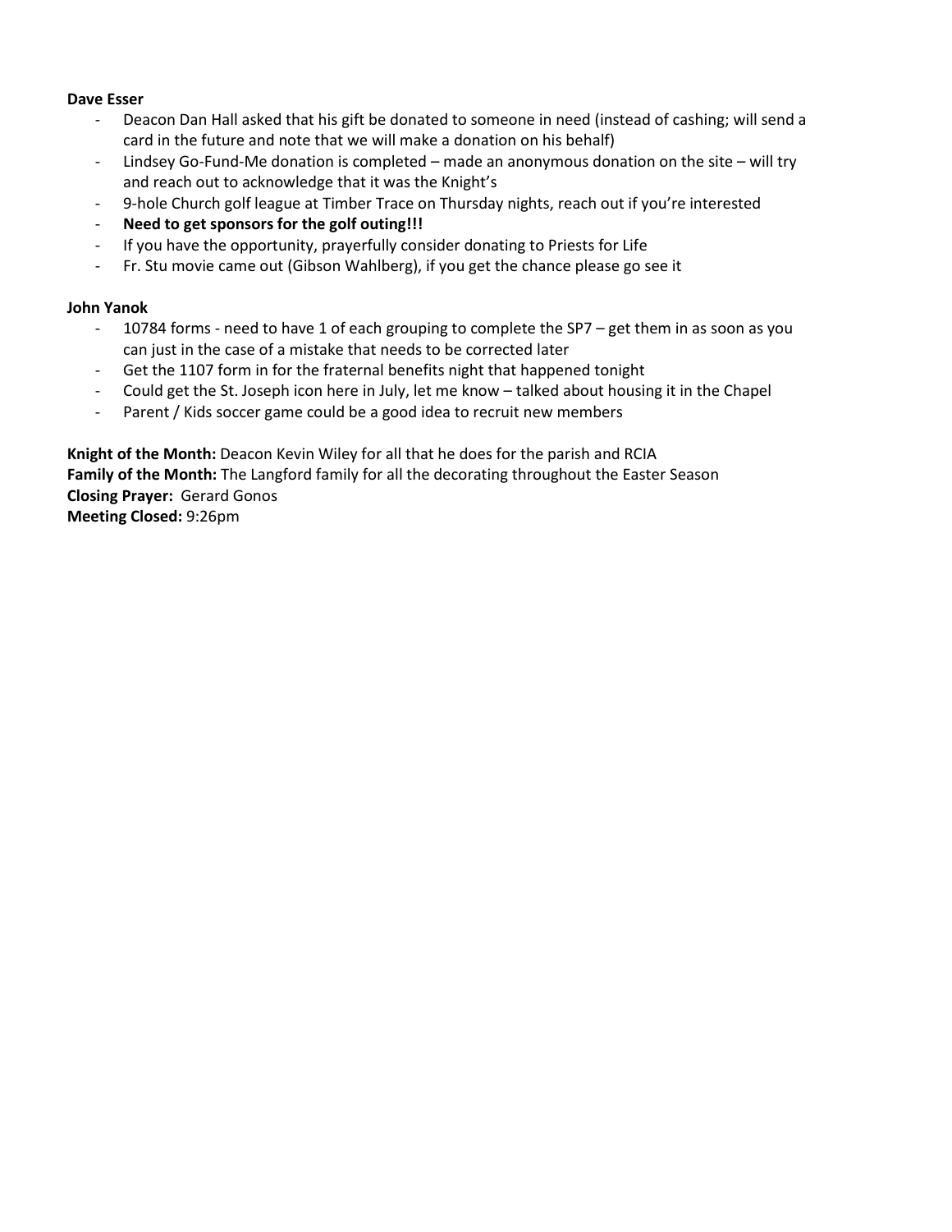**Dave Esser**

- Deacon Dan Hall asked that his gift be donated to someone in need (instead of cashing; will send a card in the future and note that we will make a donation on his behalf)
- Lindsey Go-Fund-Me donation is completed – made an anonymous donation on the site – will try and reach out to acknowledge that it was the Knight's
- 9-hole Church golf league at Timber Trace on Thursday nights, reach out if you're interested
- **Need to get sponsors for the golf outing!!!**
- If you have the opportunity, prayerfully consider donating to Priests for Life
- Fr. Stu movie came out (Gibson Wahlberg), if you get the chance please go see it

**John Yanok**

- 10784 forms - need to have 1 of each grouping to complete the SP7 – get them in as soon as you can just in the case of a mistake that needs to be corrected later
- Get the 1107 form in for the fraternal benefits night that happened tonight
- Could get the St. Joseph icon here in July, let me know – talked about housing it in the Chapel
- Parent / Kids soccer game could be a good idea to recruit new members

**Knight of the Month:** Deacon Kevin Wiley for all that he does for the parish and RCIA
**Family of the Month:** The Langford family for all the decorating throughout the Easter Season
**Closing Prayer:** Gerard Gonos
**Meeting Closed:** 9:26pm